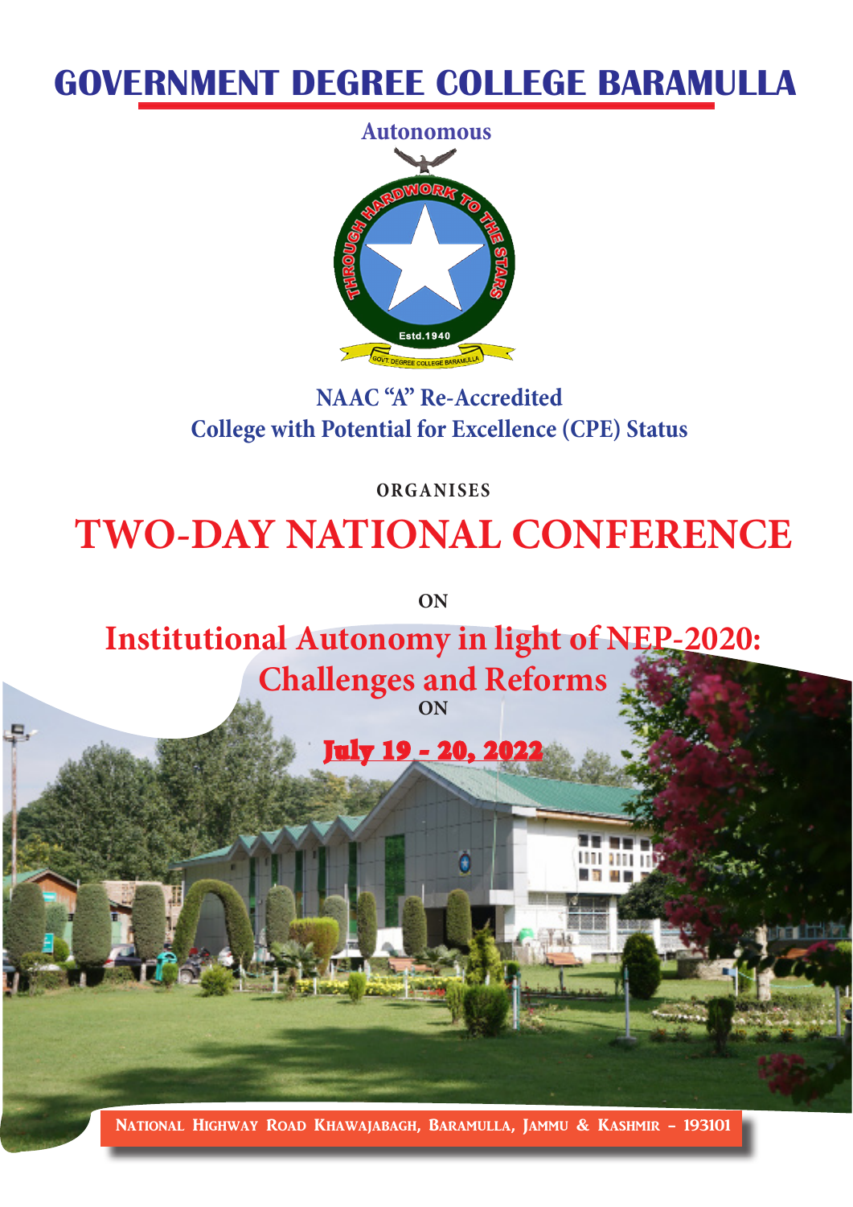# GOVERNMENT DEGREE COLLEGE BARAMULLA

**Autonomous**

THROUGH HARDWORK TO THE STARS

Estd.1940

GOVT. DEGREE COLLEGE BARAMULLA

**NAAC "A" Re-Accredited**
**College with Potential for Excellence (CPE) Status**

**ORGANISES**

# TWO-DAY NATIONAL CONFERENCE

**ON**

## Institutional Autonomy in light of NEP-2020: Challenges and Reforms

**ON**

**July 19 - 20, 2022**

NATIONAL HIGHWAY ROAD KHAWAJABAGH, BARAMULLA, JAMMU & KASHMIR – 193101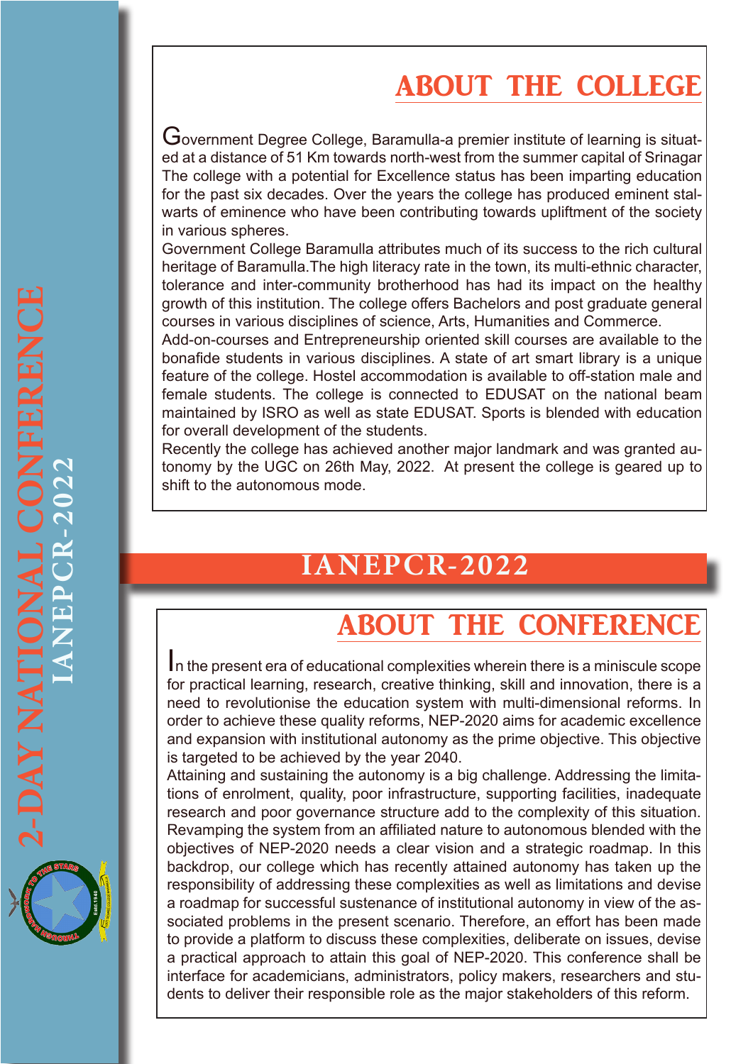## ABOUT THE COLLEGE

Government Degree College, Baramulla-a premier institute of learning is situated at a distance of 51 Km towards north-west from the summer capital of Srinagar The college with a potential for Excellence status has been imparting education for the past six decades. Over the years the college has produced eminent stalwarts of eminence who have been contributing towards upliftment of the society in various spheres.

Government College Baramulla attributes much of its success to the rich cultural heritage of Baramulla.The high literacy rate in the town, its multi-ethnic character, tolerance and inter-community brotherhood has had its impact on the healthy growth of this institution. The college offers Bachelors and post graduate general courses in various disciplines of science, Arts, Humanities and Commerce.

Add-on-courses and Entrepreneurship oriented skill courses are available to the bonafide students in various disciplines. A state of art smart library is a unique feature of the college. Hostel accommodation is available to off-station male and female students. The college is connected to EDUSAT on the national beam maintained by ISRO as well as state EDUSAT. Sports is blended with education for overall development of the students.

Recently the college has achieved another major landmark and was granted autonomy by the UGC on 26th May, 2022. At present the college is geared up to shift to the autonomous mode.

# IANEPCR-2022

## ABOUT THE CONFERENCE

In the present era of educational complexities wherein there is a miniscule scope for practical learning, research, creative thinking, skill and innovation, there is a need to revolutionise the education system with multi-dimensional reforms. In order to achieve these quality reforms, NEP-2020 aims for academic excellence and expansion with institutional autonomy as the prime objective. This objective is targeted to be achieved by the year 2040.

Attaining and sustaining the autonomy is a big challenge. Addressing the limitations of enrolment, quality, poor infrastructure, supporting facilities, inadequate research and poor governance structure add to the complexity of this situation. Revamping the system from an affiliated nature to autonomous blended with the objectives of NEP-2020 needs a clear vision and a strategic roadmap. In this backdrop, our college which has recently attained autonomy has taken up the responsibility of addressing these complexities as well as limitations and devise a roadmap for successful sustenance of institutional autonomy in view of the associated problems in the present scenario. Therefore, an effort has been made to provide a platform to discuss these complexities, deliberate on issues, devise a practical approach to attain this goal of NEP-2020. This conference shall be interface for academicians, administrators, policy makers, researchers and students to deliver their responsible role as the major stakeholders of this reform.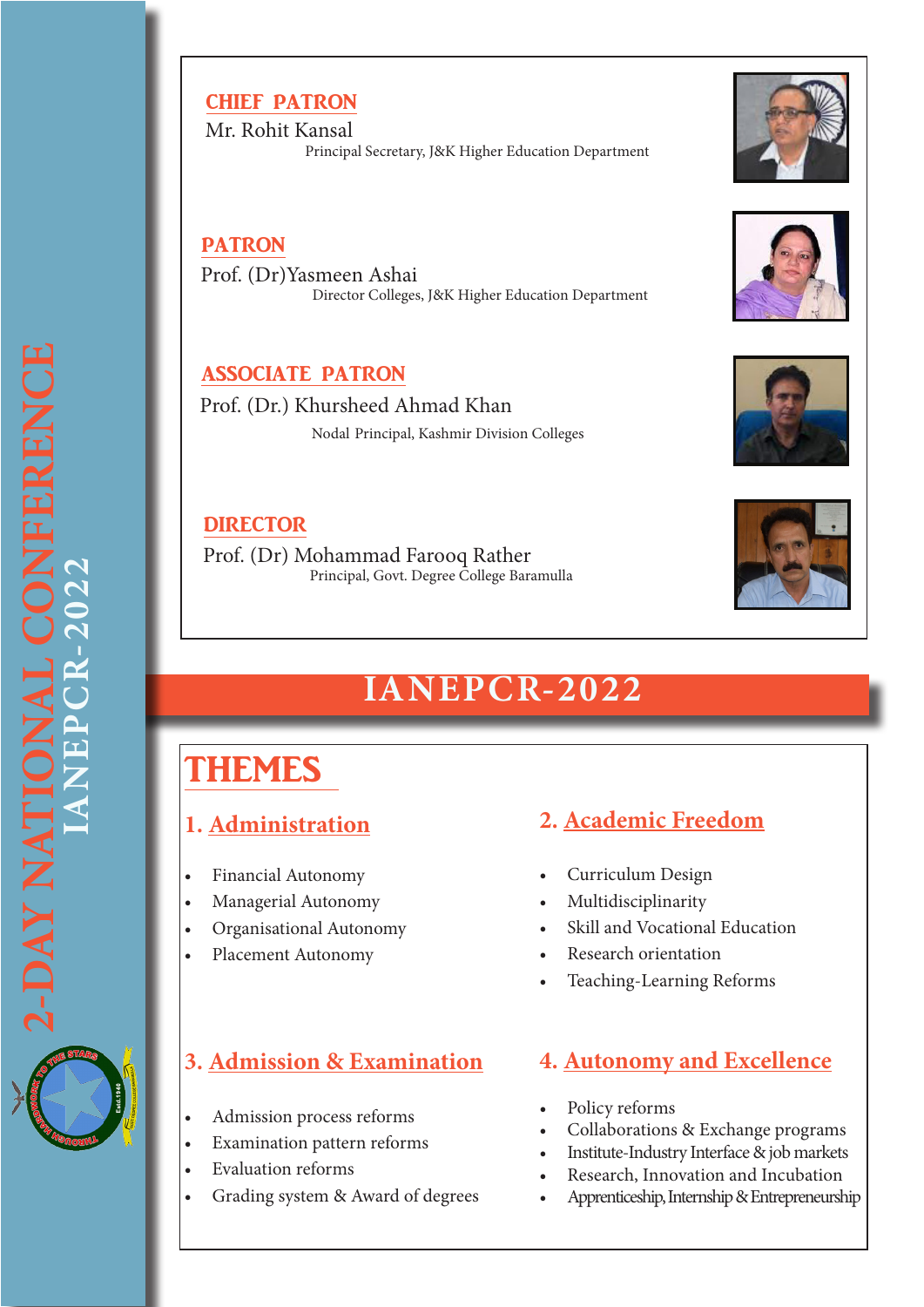## CHIEF PATRON

Mr. Rohit Kansal
Principal Secretary, J&K Higher Education Department

## PATRON

Prof. (Dr)Yasmeen Ashai
Director Colleges, J&K Higher Education Department

## ASSOCIATE PATRON

Prof. (Dr.) Khursheed Ahmad Khan
Nodal Principal, Kashmir Division Colleges

## DIRECTOR

Prof. (Dr) Mohammad Farooq Rather
Principal, Govt. Degree College Baramulla

# IANEPCR-2022

# THEMES

### 1. Administration

- Financial Autonomy
- Managerial Autonomy
- Organisational Autonomy
- Placement Autonomy

### 2. Academic Freedom

- Curriculum Design
- Multidisciplinarity
- Skill and Vocational Education
- Research orientation
- Teaching-Learning Reforms

### 3. Admission & Examination

- Admission process reforms
- Examination pattern reforms
- Evaluation reforms
- Grading system & Award of degrees

### 4. Autonomy and Excellence

- Policy reforms
- Collaborations & Exchange programs
- Institute-Industry Interface & job markets
- Research, Innovation and Incubation
- Apprenticeship, Internship & Entrepreneurship

2-DAY NATIONAL CONFERENCE IANEPCR-2022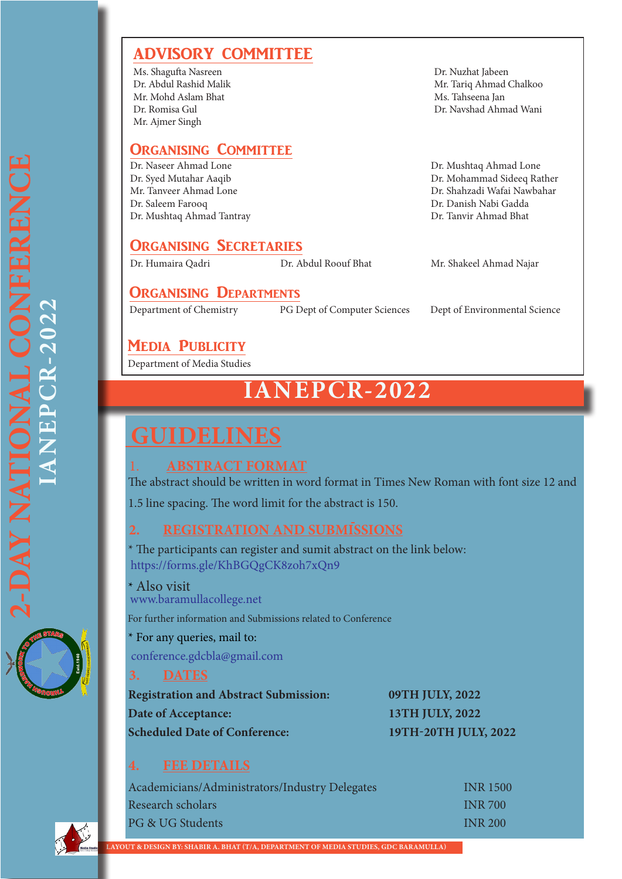2-DAY NATIONAL CONFERENCE
IANEPCR-2022

## ADVISORY COMMITTEE

Ms. Shagufta Nasreen
Dr. Abdul Rashid Malik
Mr. Mohd Aslam Bhat
Dr. Romisa Gul
Mr. Ajmer Singh
Dr. Nuzhat Jabeen
Mr. Tariq Ahmad Chalkoo
Ms. Tahseena Jan
Dr. Navshad Ahmad Wani

## ORGANISING COMMITTEE

Dr. Naseer Ahmad Lone
Dr. Syed Mutahar Aaqib
Mr. Tanveer Ahmad Lone
Dr. Saleem Farooq
Dr. Mushtaq Ahmad Tantray
Dr. Mushtaq Ahmad Lone
Dr. Mohammad Sideeq Rather
Dr. Shahzadi Wafai Nawbahar
Dr. Danish Nabi Gadda
Dr. Tanvir Ahmad Bhat

## ORGANISING SECRETARIES

Dr. Humaira Qadri
Dr. Abdul Roouf Bhat
Mr. Shakeel Ahmad Najar

## ORGANISING DEPARTMENTS

Department of Chemistry
PG Dept of Computer Sciences
Dept of Environmental Science

## MEDIA PUBLICITY

Department of Media Studies

# IANEPCR-2022

# GUIDELINES

## 1. ABSTRACT FORMAT

The abstract should be written in word format in Times New Roman with font size 12 and 1.5 line spacing. The word limit for the abstract is 150.

## 2. REGISTRATION AND SUBMISSIONS

* The participants can register and sumit abstract on the link below:
https://forms.gle/KhBGQgCK8zoh7xQn9

* Also visit
www.baramullacollege.net
For further information and Submissions related to Conference

* For any queries, mail to:
conference.gdcbla@gmail.com

## 3. DATES

| | |
|---|---|
| **Registration and Abstract Submission:** | **09TH JULY, 2022** |
| **Date of Acceptance:** | **13TH JULY, 2022** |
| **Scheduled Date of Conference:** | **19TH-20TH JULY, 2022** |

## 4. FEE DETAILS

| | |
|---|---|
| Academicians/Administrators/Industry Delegates | INR 1500 |
| Research scholars | INR 700 |
| PG & UG Students | INR 200 |

LAYOUT & DESIGN BY: SHABIR A. BHAT (T/A, DEPARTMENT OF MEDIA STUDIES, GDC BARAMULLA)